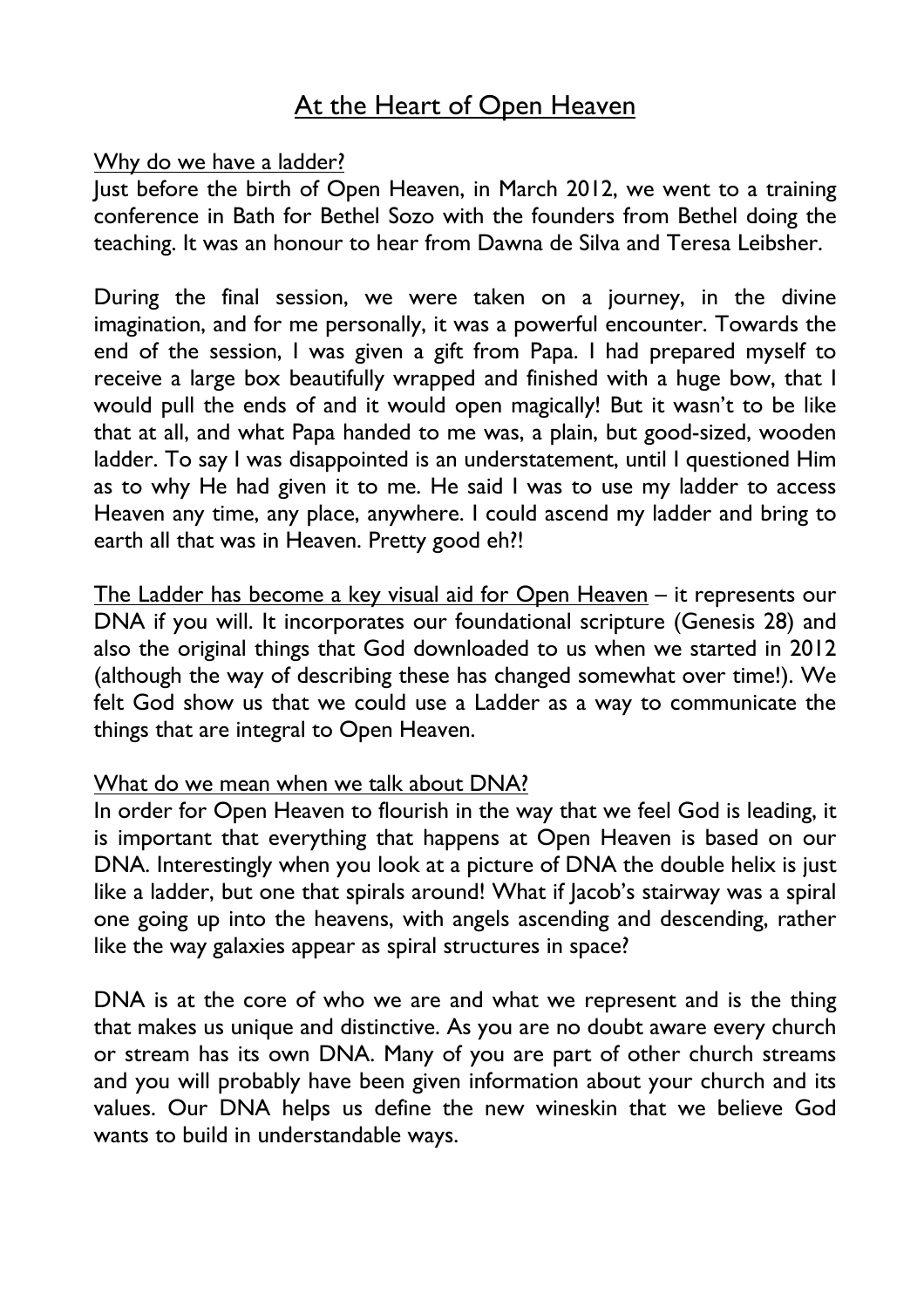# At the Heart of Open Heaven

## Why do we have a ladder?

Just before the birth of Open Heaven, in March 2012, we went to a training conference in Bath for Bethel Sozo with the founders from Bethel doing the teaching. It was an honour to hear from Dawna de Silva and Teresa Leibsher.

During the final session, we were taken on a journey, in the divine imagination, and for me personally, it was a powerful encounter. Towards the end of the session, I was given a gift from Papa. I had prepared myself to receive a large box beautifully wrapped and finished with a huge bow, that I would pull the ends of and it would open magically! But it wasn't to be like that at all, and what Papa handed to me was, a plain, but good-sized, wooden ladder. To say I was disappointed is an understatement, until I questioned Him as to why He had given it to me. He said I was to use my ladder to access Heaven any time, any place, anywhere. I could ascend my ladder and bring to earth all that was in Heaven. Pretty good eh?!

<u>The Ladder has become a key visual aid for Open Heaven</u> – it represents our DNA if you will. It incorporates our foundational scripture (Genesis 28) and also the original things that God downloaded to us when we started in 2012 (although the way of describing these has changed somewhat over time!). We felt God show us that we could use a Ladder as a way to communicate the things that are integral to Open Heaven.

## What do we mean when we talk about DNA?

In order for Open Heaven to flourish in the way that we feel God is leading, it is important that everything that happens at Open Heaven is based on our DNA. Interestingly when you look at a picture of DNA the double helix is just like a ladder, but one that spirals around! What if Jacob's stairway was a spiral one going up into the heavens, with angels ascending and descending, rather like the way galaxies appear as spiral structures in space?

DNA is at the core of who we are and what we represent and is the thing that makes us unique and distinctive. As you are no doubt aware every church or stream has its own DNA. Many of you are part of other church streams and you will probably have been given information about your church and its values. Our DNA helps us define the new wineskin that we believe God wants to build in understandable ways.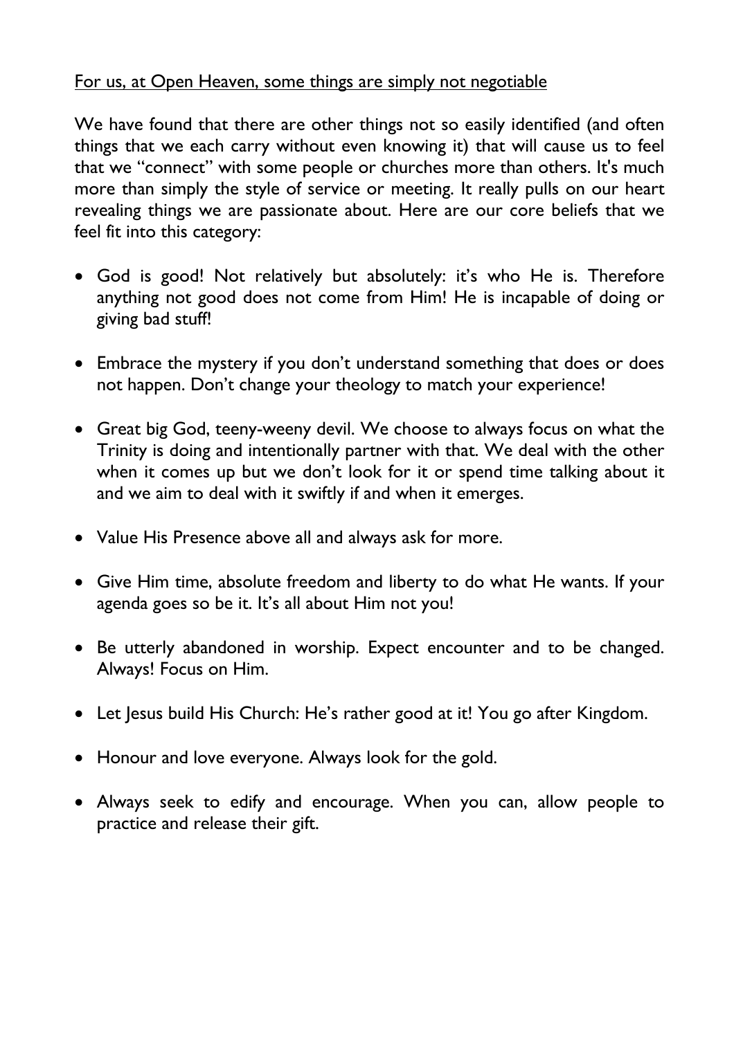<u>For us, at Open Heaven, some things are simply not negotiable</u>

We have found that there are other things not so easily identified (and often things that we each carry without even knowing it) that will cause us to feel that we "connect" with some people or churches more than others. It's much more than simply the style of service or meeting. It really pulls on our heart revealing things we are passionate about. Here are our core beliefs that we feel fit into this category:

- God is good! Not relatively but absolutely: it's who He is. Therefore anything not good does not come from Him! He is incapable of doing or giving bad stuff!

- Embrace the mystery if you don't understand something that does or does not happen. Don't change your theology to match your experience!

- Great big God, teeny-weeny devil. We choose to always focus on what the Trinity is doing and intentionally partner with that. We deal with the other when it comes up but we don't look for it or spend time talking about it and we aim to deal with it swiftly if and when it emerges.

- Value His Presence above all and always ask for more.

- Give Him time, absolute freedom and liberty to do what He wants. If your agenda goes so be it. It's all about Him not you!

- Be utterly abandoned in worship. Expect encounter and to be changed. Always! Focus on Him.

- Let Jesus build His Church: He's rather good at it! You go after Kingdom.

- Honour and love everyone. Always look for the gold.

- Always seek to edify and encourage. When you can, allow people to practice and release their gift.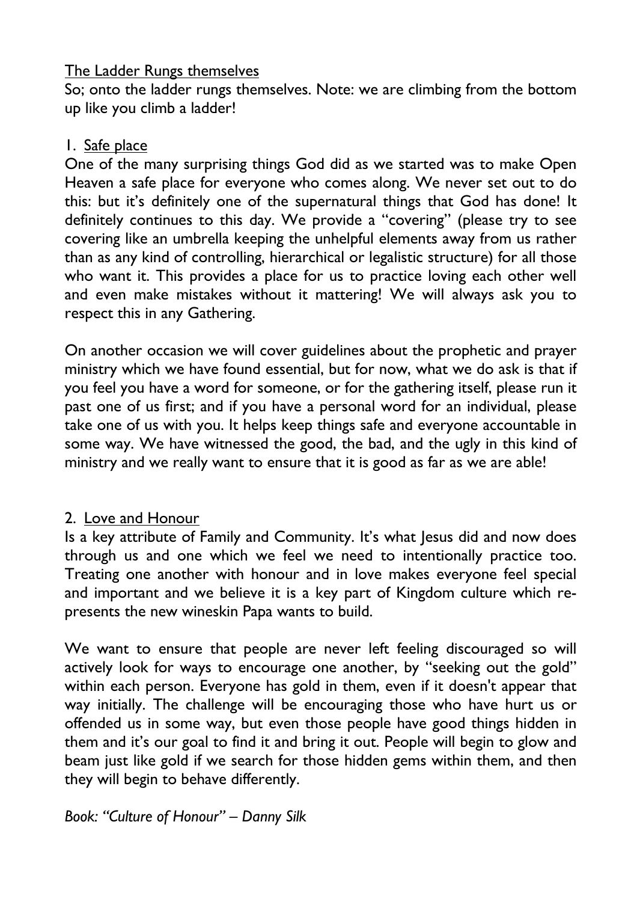## The Ladder Rungs themselves

So; onto the ladder rungs themselves. Note: we are climbing from the bottom up like you climb a ladder!

### 1. Safe place

One of the many surprising things God did as we started was to make Open Heaven a safe place for everyone who comes along. We never set out to do this: but it's definitely one of the supernatural things that God has done! It definitely continues to this day. We provide a "covering" (please try to see covering like an umbrella keeping the unhelpful elements away from us rather than as any kind of controlling, hierarchical or legalistic structure) for all those who want it. This provides a place for us to practice loving each other well and even make mistakes without it mattering! We will always ask you to respect this in any Gathering.

On another occasion we will cover guidelines about the prophetic and prayer ministry which we have found essential, but for now, what we do ask is that if you feel you have a word for someone, or for the gathering itself, please run it past one of us first; and if you have a personal word for an individual, please take one of us with you. It helps keep things safe and everyone accountable in some way. We have witnessed the good, the bad, and the ugly in this kind of ministry and we really want to ensure that it is good as far as we are able!

### 2. Love and Honour

Is a key attribute of Family and Community. It's what Jesus did and now does through us and one which we feel we need to intentionally practice too. Treating one another with honour and in love makes everyone feel special and important and we believe it is a key part of Kingdom culture which represents the new wineskin Papa wants to build.

We want to ensure that people are never left feeling discouraged so will actively look for ways to encourage one another, by "seeking out the gold" within each person. Everyone has gold in them, even if it doesn't appear that way initially. The challenge will be encouraging those who have hurt us or offended us in some way, but even those people have good things hidden in them and it's our goal to find it and bring it out. People will begin to glow and beam just like gold if we search for those hidden gems within them, and then they will begin to behave differently.

*Book: "Culture of Honour" – Danny Silk*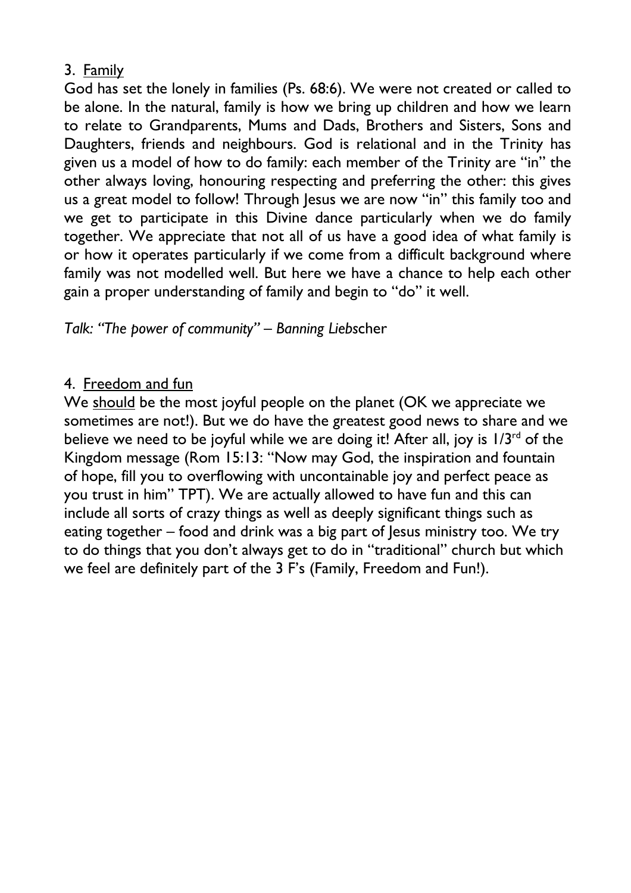3. <u>Family</u>

God has set the lonely in families (Ps. 68:6). We were not created or called to be alone. In the natural, family is how we bring up children and how we learn to relate to Grandparents, Mums and Dads, Brothers and Sisters, Sons and Daughters, friends and neighbours. God is relational and in the Trinity has given us a model of how to do family: each member of the Trinity are "in" the other always loving, honouring respecting and preferring the other: this gives us a great model to follow! Through Jesus we are now "in" this family too and we get to participate in this Divine dance particularly when we do family together. We appreciate that not all of us have a good idea of what family is or how it operates particularly if we come from a difficult background where family was not modelled well. But here we have a chance to help each other gain a proper understanding of family and begin to "do" it well.

*Talk: "The power of community" – Banning Liebs*cher

4. <u>Freedom and fun</u>

We <u>should</u> be the most joyful people on the planet (OK we appreciate we sometimes are not!). But we do have the greatest good news to share and we believe we need to be joyful while we are doing it! After all, joy is 1/3rd of the Kingdom message (Rom 15:13: "Now may God, the inspiration and fountain of hope, fill you to overflowing with uncontainable joy and perfect peace as you trust in him" TPT). We are actually allowed to have fun and this can include all sorts of crazy things as well as deeply significant things such as eating together – food and drink was a big part of Jesus ministry too. We try to do things that you don't always get to do in "traditional" church but which we feel are definitely part of the 3 F's (Family, Freedom and Fun!).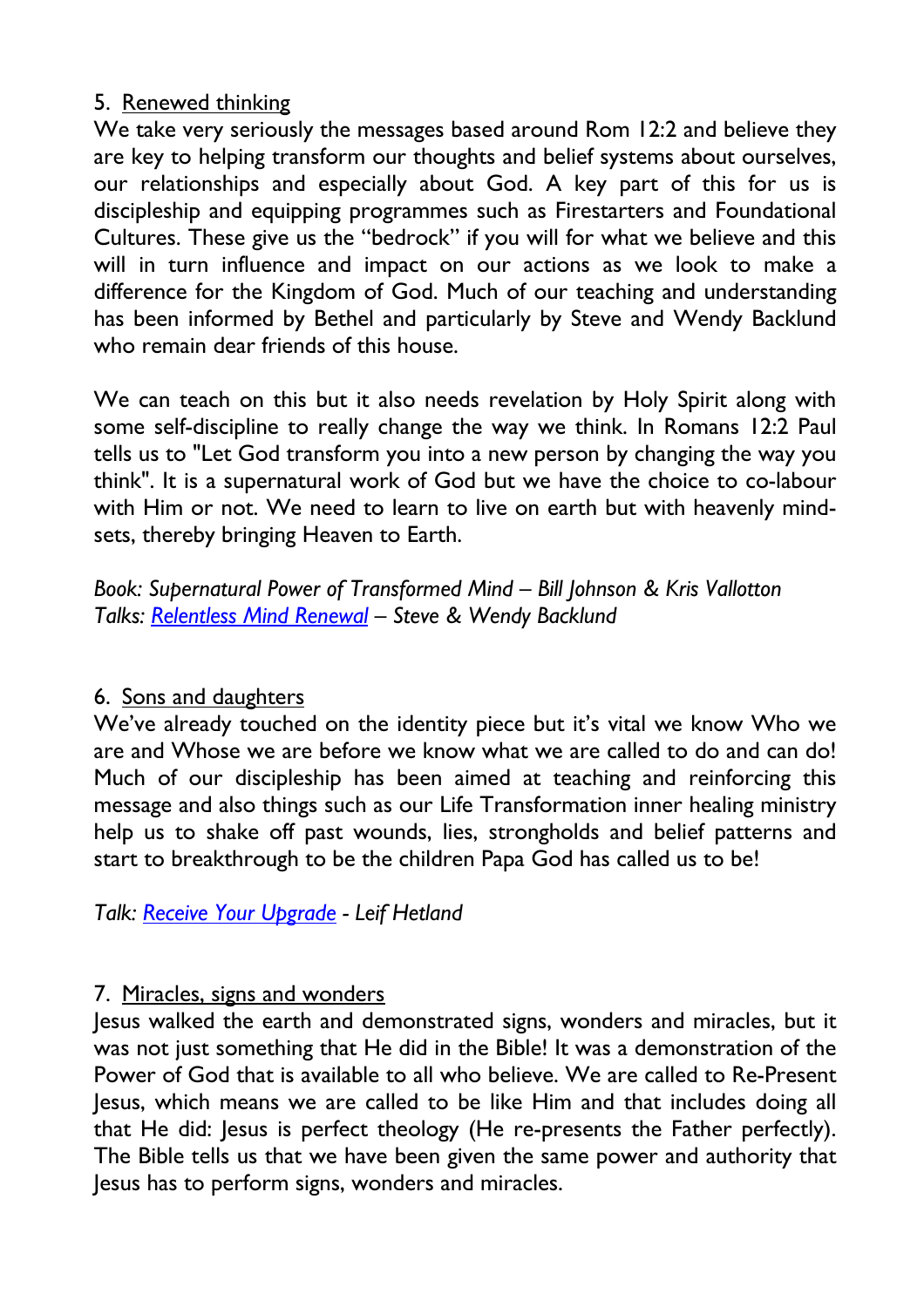5. Renewed thinking

We take very seriously the messages based around Rom 12:2 and believe they are key to helping transform our thoughts and belief systems about ourselves, our relationships and especially about God. A key part of this for us is discipleship and equipping programmes such as Firestarters and Foundational Cultures. These give us the "bedrock" if you will for what we believe and this will in turn influence and impact on our actions as we look to make a difference for the Kingdom of God. Much of our teaching and understanding has been informed by Bethel and particularly by Steve and Wendy Backlund who remain dear friends of this house.

We can teach on this but it also needs revelation by Holy Spirit along with some self-discipline to really change the way we think. In Romans 12:2 Paul tells us to "Let God transform you into a new person by changing the way you think". It is a supernatural work of God but we have the choice to co-labour with Him or not. We need to learn to live on earth but with heavenly mind-sets, thereby bringing Heaven to Earth.

*Book: Supernatural Power of Transformed Mind – Bill Johnson & Kris Vallotton*
*Talks: Relentless Mind Renewal – Steve & Wendy Backlund*

6. Sons and daughters

We've already touched on the identity piece but it's vital we know Who we are and Whose we are before we know what we are called to do and can do! Much of our discipleship has been aimed at teaching and reinforcing this message and also things such as our Life Transformation inner healing ministry help us to shake off past wounds, lies, strongholds and belief patterns and start to breakthrough to be the children Papa God has called us to be!

*Talk: Receive Your Upgrade - Leif Hetland*

7. Miracles, signs and wonders

Jesus walked the earth and demonstrated signs, wonders and miracles, but it was not just something that He did in the Bible! It was a demonstration of the Power of God that is available to all who believe. We are called to Re-Present Jesus, which means we are called to be like Him and that includes doing all that He did: Jesus is perfect theology (He re-presents the Father perfectly). The Bible tells us that we have been given the same power and authority that Jesus has to perform signs, wonders and miracles.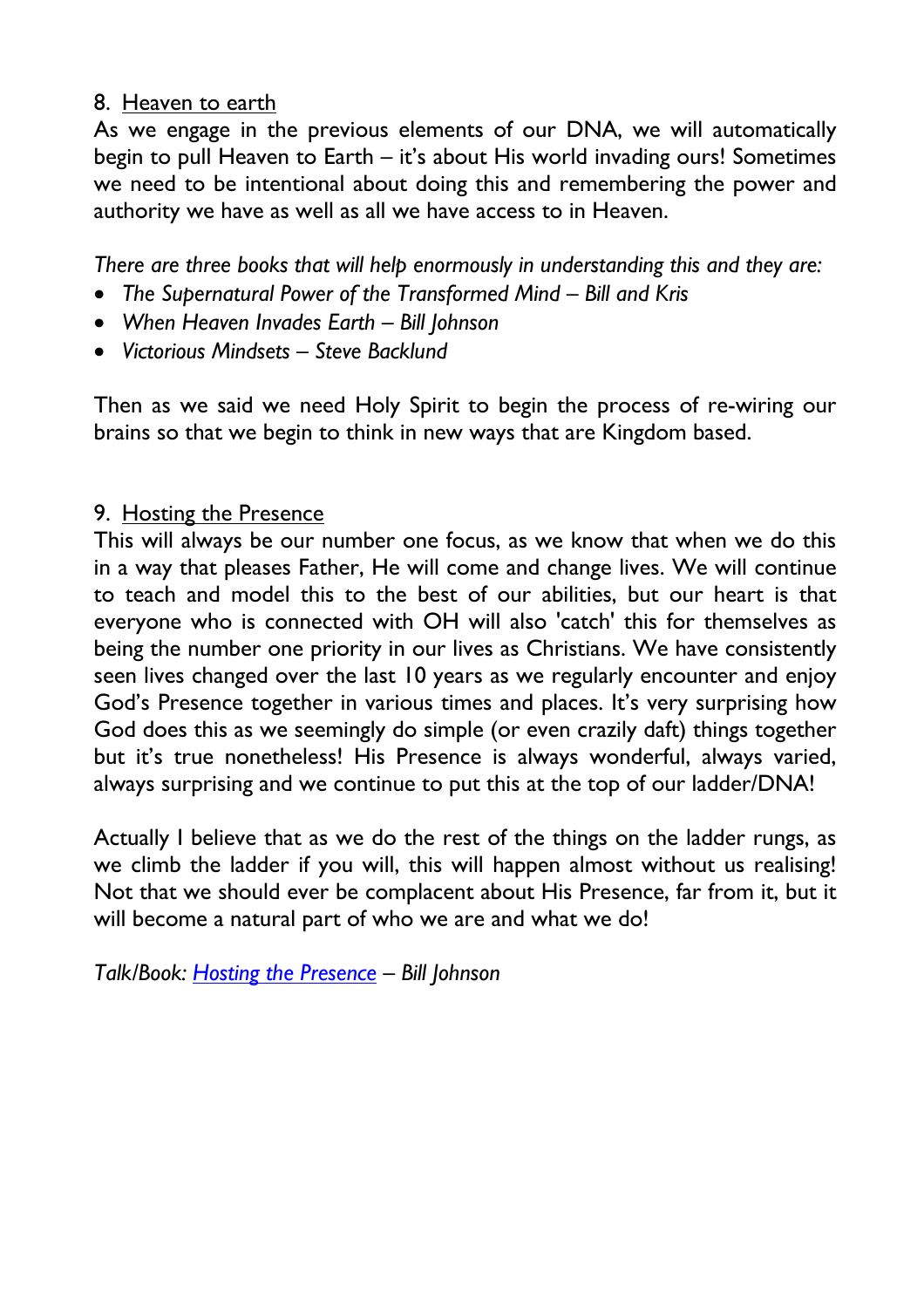8. <u>Heaven to earth</u>

As we engage in the previous elements of our DNA, we will automatically begin to pull Heaven to Earth – it's about His world invading ours! Sometimes we need to be intentional about doing this and remembering the power and authority we have as well as all we have access to in Heaven.

*There are three books that will help enormously in understanding this and they are:*

- *The Supernatural Power of the Transformed Mind – Bill and Kris*
- *When Heaven Invades Earth – Bill Johnson*
- *Victorious Mindsets – Steve Backlund*

Then as we said we need Holy Spirit to begin the process of re-wiring our brains so that we begin to think in new ways that are Kingdom based.

9. <u>Hosting the Presence</u>

This will always be our number one focus, as we know that when we do this in a way that pleases Father, He will come and change lives. We will continue to teach and model this to the best of our abilities, but our heart is that everyone who is connected with OH will also 'catch' this for themselves as being the number one priority in our lives as Christians. We have consistently seen lives changed over the last 10 years as we regularly encounter and enjoy God's Presence together in various times and places. It's very surprising how God does this as we seemingly do simple (or even crazily daft) things together but it's true nonetheless! His Presence is always wonderful, always varied, always surprising and we continue to put this at the top of our ladder/DNA!

Actually I believe that as we do the rest of the things on the ladder rungs, as we climb the ladder if you will, this will happen almost without us realising! Not that we should ever be complacent about His Presence, far from it, but it will become a natural part of who we are and what we do!

*Talk/Book: [Hosting the Presence](#) – Bill Johnson*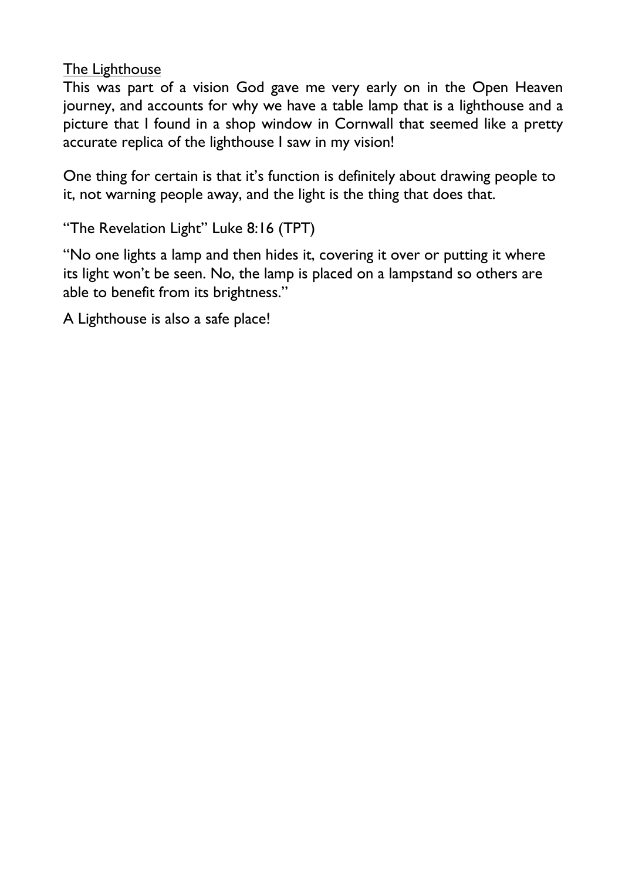<u>The Lighthouse</u>

This was part of a vision God gave me very early on in the Open Heaven journey, and accounts for why we have a table lamp that is a lighthouse and a picture that I found in a shop window in Cornwall that seemed like a pretty accurate replica of the lighthouse I saw in my vision!

One thing for certain is that it's function is definitely about drawing people to it, not warning people away, and the light is the thing that does that.

"The Revelation Light" Luke 8:16 (TPT)

"No one lights a lamp and then hides it, covering it over or putting it where its light won't be seen. No, the lamp is placed on a lampstand so others are able to benefit from its brightness."

A Lighthouse is also a safe place!